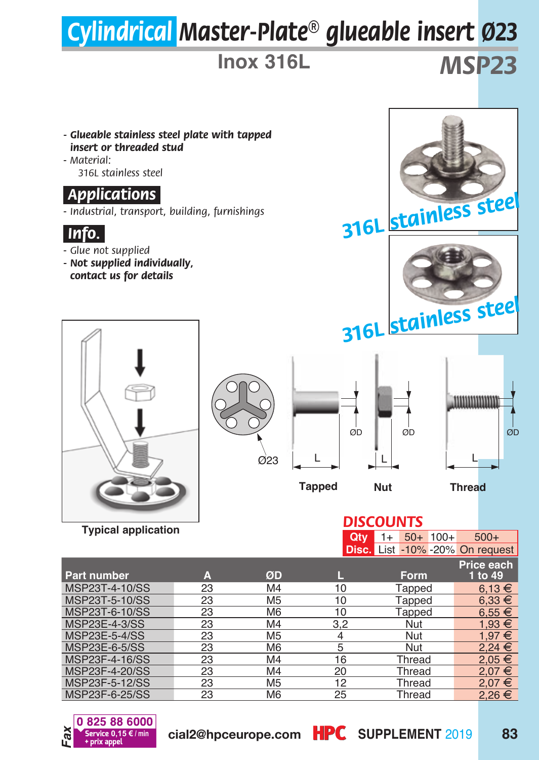# Cylindrical Master-Plate® glueable insert Ø23

## Inox 316L

## MSP23

- ***Glueable stainless steel plate with tapped insert or threaded stud***
- *Material:*
  *316L stainless steel*

### Applications

- *Industrial, transport, building, furnishings*

### Info.

- *Glue not supplied*
- ***Not supplied individually, contact us for details***

316L stainless steel

316L stainless steel

Ø23

ØD

L

Tapped

Nut

Thread

Typical application

**DISCOUNTS**

| Qty | 1+ | 50+ | 100+ | 500+ |
|---|---|---|---|---|
| Disc. | List | -10% | -20% | On request |

| Part number | A | ØD | L | Form | Price each 1 to 49 |
|---|---|---|---|---|---|
| MSP23T-4-10/SS | 23 | M4 | 10 | Tapped | 6,13 € |
| MSP23T-5-10/SS | 23 | M5 | 10 | Tapped | 6,33 € |
| MSP23T-6-10/SS | 23 | M6 | 10 | Tapped | 6,55 € |
| MSP23E-4-3/SS | 23 | M4 | 3,2 | Nut | 1,93 € |
| MSP23E-5-4/SS | 23 | M5 | 4 | Nut | 1,97 € |
| MSP23E-6-5/SS | 23 | M6 | 5 | Nut | 2,24 € |
| MSP23F-4-16/SS | 23 | M4 | 16 | Thread | 2,05 € |
| MSP23F-4-20/SS | 23 | M4 | 20 | Thread | 2,07 € |
| MSP23F-5-12/SS | 23 | M5 | 12 | Thread | 2,07 € |
| MSP23F-6-25/SS | 23 | M6 | 25 | Thread | 2,26 € |

Fax 0 825 88 6000 Service 0,15 € / min + prix appel

cial2@hpceurope.com HPC SUPPLEMENT 2019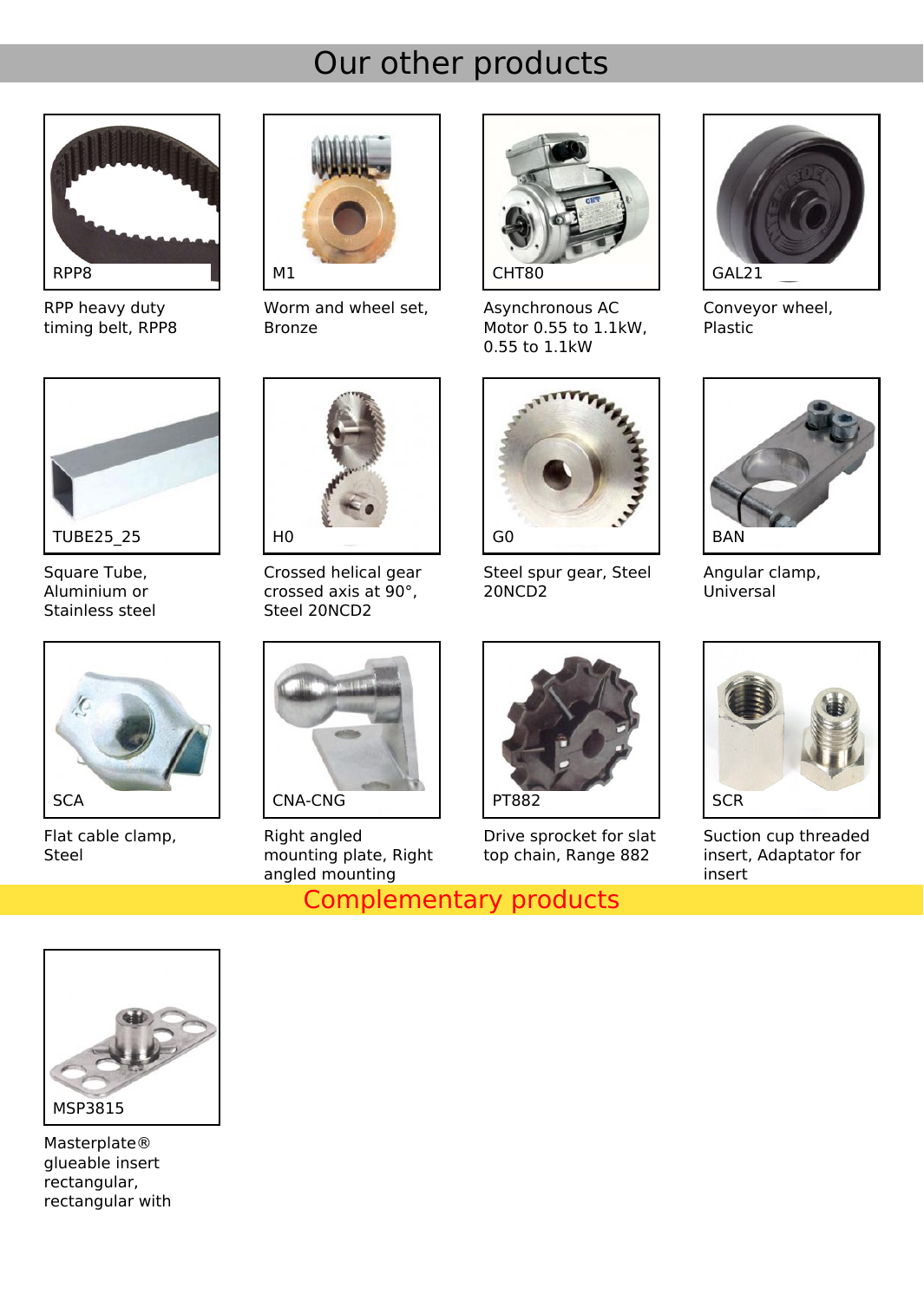# Our other products

RPP8

RPP heavy duty timing belt, RPP8

M1

Worm and wheel set, Bronze

CHT80

Asynchronous AC Motor 0.55 to 1.1kW, 0.55 to 1.1kW

GAL21

Conveyor wheel, Plastic

TUBE25_25

Square Tube, Aluminium or Stainless steel

H0

Crossed helical gear crossed axis at 90°, Steel 20NCD2

G0

Steel spur gear, Steel 20NCD2

BAN

Angular clamp, Universal

SCA

Flat cable clamp, Steel

CNA-CNG

Right angled mounting plate, Right angled mounting

PT882

Drive sprocket for slat top chain, Range 882

SCR

Suction cup threaded insert, Adaptator for insert

# Complementary products

MSP3815

Masterplate® glueable insert rectangular, rectangular with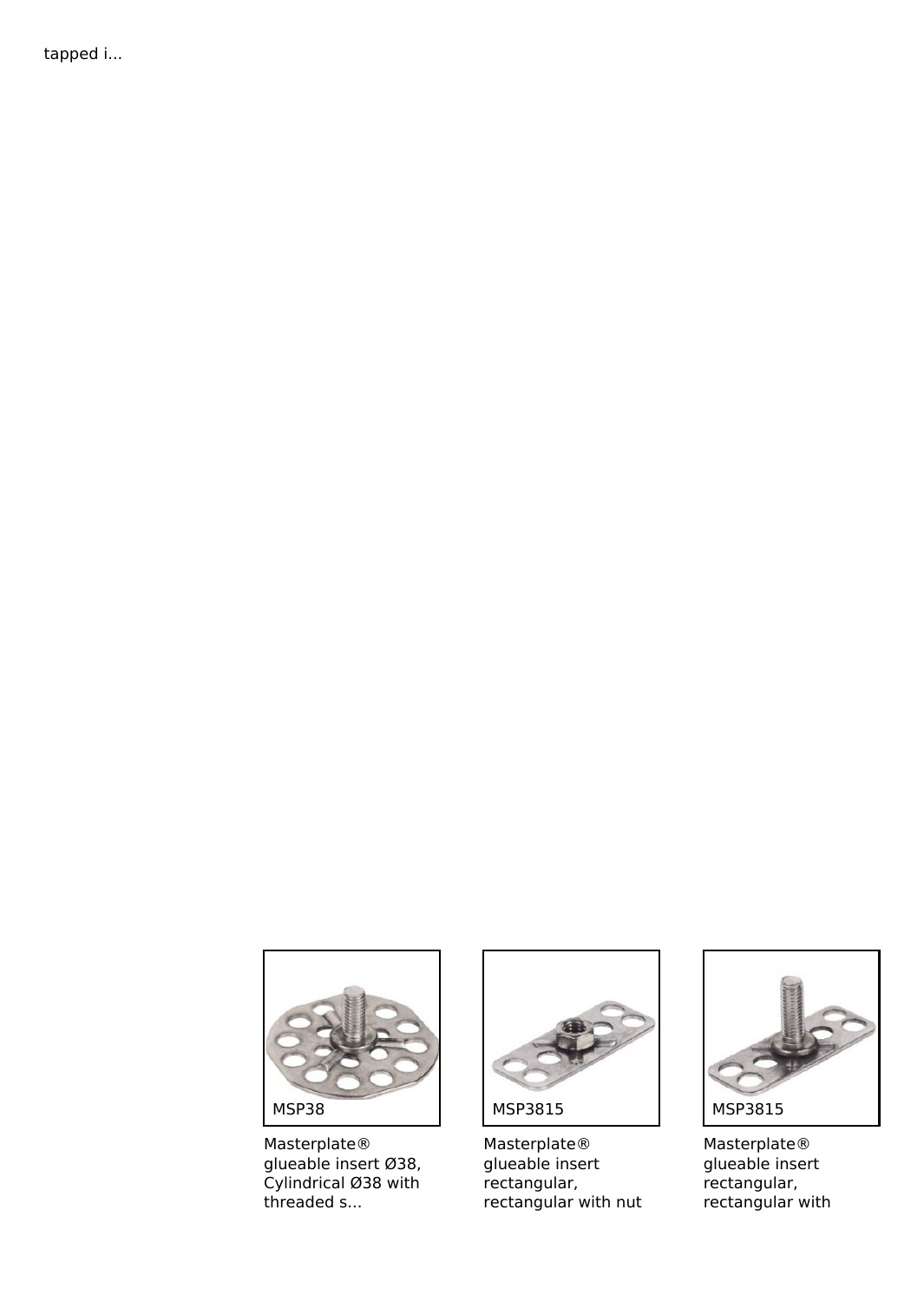tapped i...

MSP38

Masterplate® glueable insert Ø38, Cylindrical Ø38 with threaded s...

MSP3815

Masterplate® glueable insert rectangular, rectangular with nut

MSP3815

Masterplate® glueable insert rectangular, rectangular with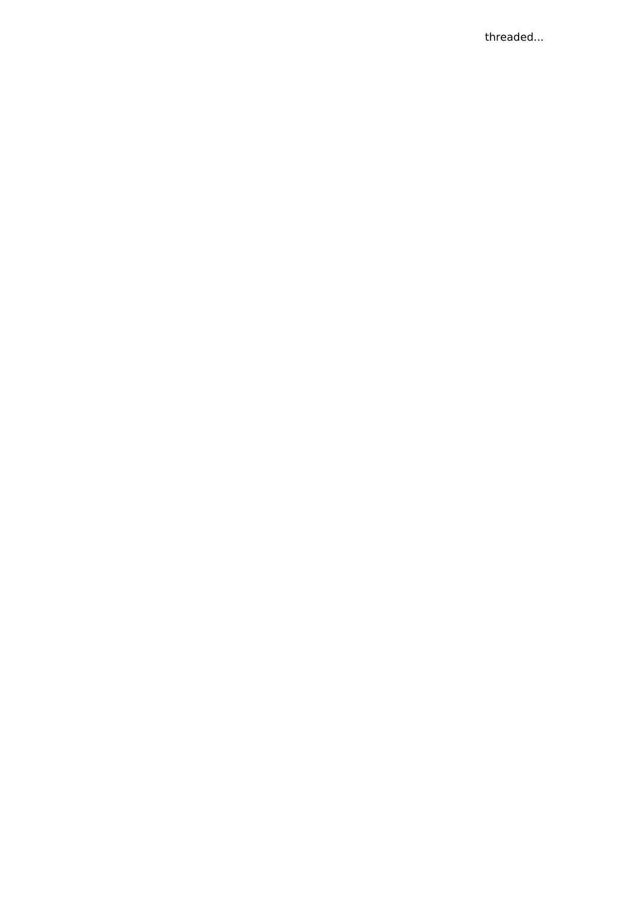threaded...